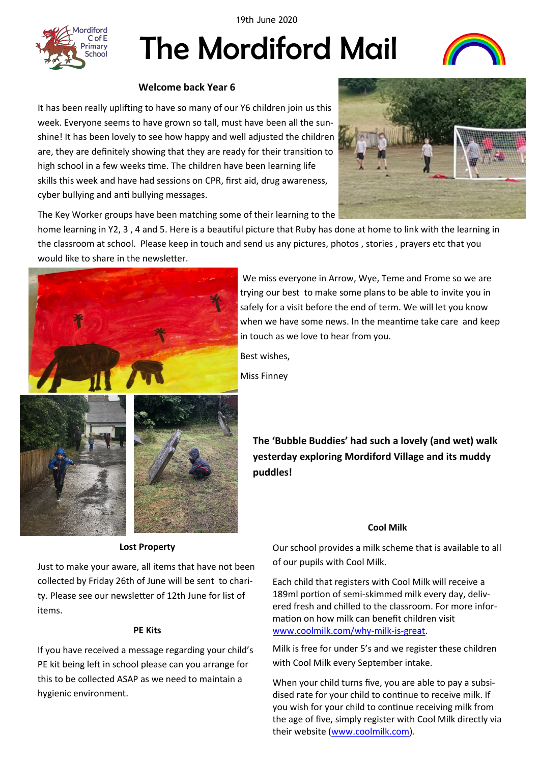19th June 2020

# The Mordiford Mail

### Welcome back Year 6

It has been really uplifting to have so many of our Y6 children join us this week. Everyone seems to have grown so tall, must have been all the sunshine! It has been lovely to see how happy and well adjusted the children are, they are definitely showing that they are ready for their transition to high school in a few weeks time. The children have been learning life skills this week and have had sessions on CPR, first aid, drug awareness, cyber bullying and anti bullying messages.

The Key Worker groups have been matching some of their learning to the home learning in Y2, 3 , 4 and 5. Here is a beautiful picture that Ruby has done at home to link with the learning in the classroom at school. Please keep in touch and send us any pictures, photos , stories , prayers etc that you would like to share in the newsletter.

We miss everyone in Arrow, Wye, Teme and Frome so we are trying our best to make some plans to be able to invite you in safely for a visit before the end of term. We will let you know when we have some news. In the meantime take care and keep in touch as we love to hear from you.

Best wishes,

Miss Finney

**The 'Bubble Buddies' had such a lovely (and wet) walk yesterday exploring Mordiford Village and its muddy puddles!**

### Lost Property

Just to make your aware, all items that have not been collected by Friday 26th of June will be sent to charity. Please see our newsletter of 12th June for list of items.

### PE Kits

If you have received a message regarding your child's PE kit being left in school please can you arrange for this to be collected ASAP as we need to maintain a hygienic environment.

### Cool Milk

Our school provides a milk scheme that is available to all of our pupils with Cool Milk.

Each child that registers with Cool Milk will receive a 189ml portion of semi-skimmed milk every day, delivered fresh and chilled to the classroom. For more information on how milk can benefit children visit www.coolmilk.com/why-milk-is-great.

Milk is free for under 5's and we register these children with Cool Milk every September intake.

When your child turns five, you are able to pay a subsidised rate for your child to continue to receive milk. If you wish for your child to continue receiving milk from the age of five, simply register with Cool Milk directly via their website (www.coolmilk.com).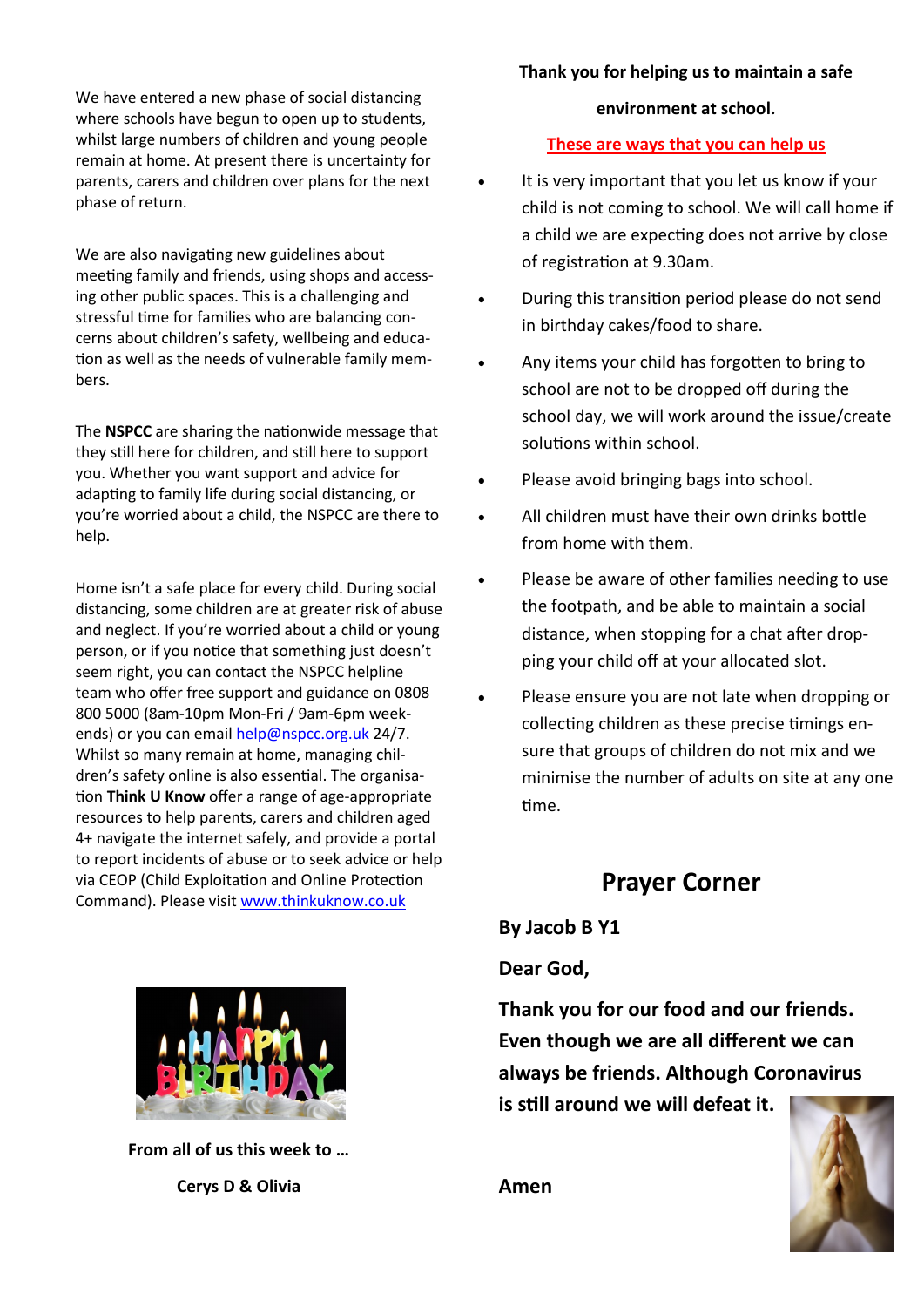We have entered a new phase of social distancing where schools have begun to open up to students, whilst large numbers of children and young people remain at home. At present there is uncertainty for parents, carers and children over plans for the next phase of return.

We are also navigating new guidelines about meeting family and friends, using shops and accessing other public spaces. This is a challenging and stressful time for families who are balancing concerns about children's safety, wellbeing and education as well as the needs of vulnerable family members.

The **NSPCC** are sharing the nationwide message that they still here for children, and still here to support you. Whether you want support and advice for adapting to family life during social distancing, or you're worried about a child, the NSPCC are there to help.

Home isn't a safe place for every child. During social distancing, some children are at greater risk of abuse and neglect. If you're worried about a child or young person, or if you notice that something just doesn't seem right, you can contact the NSPCC helpline team who offer free support and guidance on 0808 800 5000 (8am-10pm Mon-Fri / 9am-6pm weekends) or you can email help@nspcc.org.uk 24/7. Whilst so many remain at home, managing children's safety online is also essential. The organisation **Think U Know** offer a range of age-appropriate resources to help parents, carers and children aged 4+ navigate the internet safely, and provide a portal to report incidents of abuse or to seek advice or help via CEOP (Child Exploitation and Online Protection Command). Please visit www.thinkuknow.co.uk

**From all of us this week to …**

**Cerys D & Olivia**

**Thank you for helping us to maintain a safe environment at school.**

**These are ways that you can help us**

- It is very important that you let us know if your child is not coming to school. We will call home if a child we are expecting does not arrive by close of registration at 9.30am.
- During this transition period please do not send in birthday cakes/food to share.
- Any items your child has forgotten to bring to school are not to be dropped off during the school day, we will work around the issue/create solutions within school.
- Please avoid bringing bags into school.
- All children must have their own drinks bottle from home with them.
- Please be aware of other families needing to use the footpath, and be able to maintain a social distance, when stopping for a chat after dropping your child off at your allocated slot.
- Please ensure you are not late when dropping or collecting children as these precise timings ensure that groups of children do not mix and we minimise the number of adults on site at any one time.

## Prayer Corner

**By Jacob B Y1**

**Dear God,**

**Thank you for our food and our friends. Even though we are all different we can always be friends. Although Coronavirus is still around we will defeat it.**

**Amen**